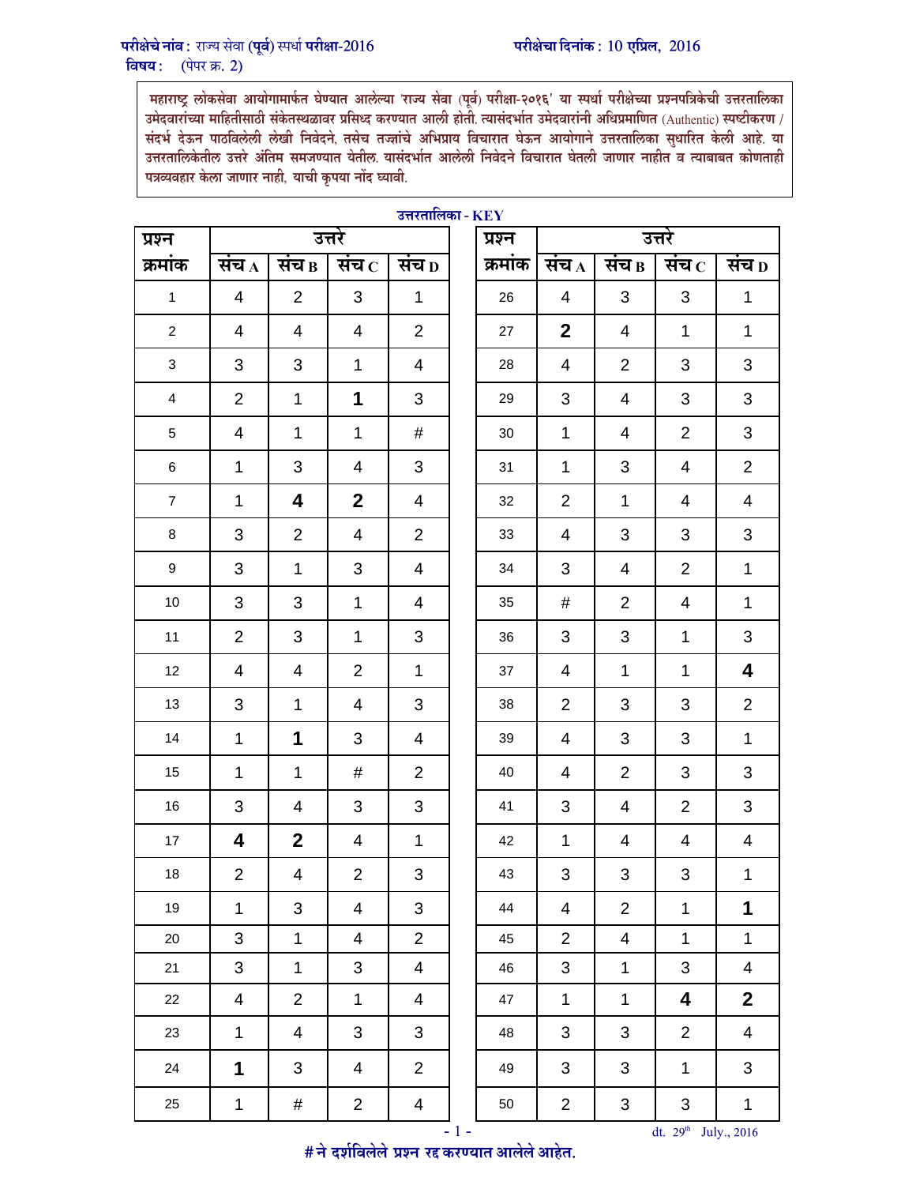**परीक्षेचे नांव :** राज्य सेवा (पूर्व) स्पर्धा **परीक्षा-2016** **परीक्षेचा दिनांक :** 10 एप्रिल, 2016
**विषय :** (पेपर क्र. 2)

> **महाराष्ट्र लोकसेवा आयोगामार्फत घेण्यात आलेल्या 'राज्य सेवा (पूर्व) परीक्षा-२०१६' या स्पर्धा परीक्षेच्या प्रश्नपत्रिकेची उत्तरतालिका उमेदवारांच्या माहितीसाठी संकेतस्थळावर प्रसिध्द करण्यात आली होती. त्यासंदर्भात उमेदवारांनी अधिप्रमाणित (Authentic) स्पष्टीकरण / संदर्भ देऊन पाठविलेली लेखी निवेदने, तसेच तज्ज्ञांचे अभिप्राय विचारात घेऊन आयोगाने उत्तरतालिका सुधारित केली आहे. या उत्तरतालिकेतील उत्तरे अंतिम समजण्यात येतील. यासंदर्भात आलेली निवेदने विचारात घेतली जाणार नाहीत व त्याबाबत कोणताही पत्रव्यवहार केला जाणार नाही, याची कृपया नोंद घ्यावी.**

**उत्तरतालिका - KEY**

| प्रश्न क्रमांक | उत्तरे संच A | संच B | संच C | संच D |
|---|---|---|---|---|
| 1 | 4 | 2 | 3 | 1 |
| 2 | 4 | 4 | 4 | 2 |
| 3 | 3 | 3 | 1 | 4 |
| 4 | 2 | 1 | **1** | 3 |
| 5 | 4 | 1 | 1 | # |
| 6 | 1 | 3 | 4 | 3 |
| 7 | 1 | **4** | **2** | 4 |
| 8 | 3 | 2 | 4 | 2 |
| 9 | 3 | 1 | 3 | 4 |
| 10 | 3 | 3 | 1 | 4 |
| 11 | 2 | 3 | 1 | 3 |
| 12 | 4 | 4 | 2 | 1 |
| 13 | 3 | 1 | 4 | 3 |
| 14 | 1 | **1** | 3 | 4 |
| 15 | 1 | 1 | # | 2 |
| 16 | 3 | 4 | 3 | 3 |
| 17 | **4** | **2** | 4 | 1 |
| 18 | 2 | 4 | 2 | 3 |
| 19 | 1 | 3 | 4 | 3 |
| 20 | 3 | 1 | 4 | 2 |
| 21 | 3 | 1 | 3 | 4 |
| 22 | 4 | 2 | 1 | 4 |
| 23 | 1 | 4 | 3 | 3 |
| 24 | **1** | 3 | 4 | 2 |
| 25 | 1 | # | 2 | 4 |
| 26 | 4 | 3 | 3 | 1 |
| 27 | **2** | 4 | 1 | 1 |
| 28 | 4 | 2 | 3 | 3 |
| 29 | 3 | 4 | 3 | 3 |
| 30 | 1 | 4 | 2 | 3 |
| 31 | 1 | 3 | 4 | 2 |
| 32 | 2 | 1 | 4 | 4 |
| 33 | 4 | 3 | 3 | 3 |
| 34 | 3 | 4 | 2 | 1 |
| 35 | # | 2 | 4 | 1 |
| 36 | 3 | 3 | 1 | 3 |
| 37 | 4 | 1 | 1 | **4** |
| 38 | 2 | 3 | 3 | 2 |
| 39 | 4 | 3 | 3 | 1 |
| 40 | 4 | 2 | 3 | 3 |
| 41 | 3 | 4 | 2 | 3 |
| 42 | 1 | 4 | 4 | 4 |
| 43 | 3 | 3 | 3 | 1 |
| 44 | 4 | 2 | 1 | **1** |
| 45 | 2 | 4 | 1 | 1 |
| 46 | 3 | 1 | 3 | 4 |
| 47 | 1 | 1 | **4** | **2** |
| 48 | 3 | 3 | 2 | 4 |
| 49 | 3 | 3 | 1 | 3 |
| 50 | 2 | 3 | 3 | 1 |

dt. 29th July., 2016

**# ने दर्शविलेले प्रश्न रद्द करण्यात आलेले आहेत.**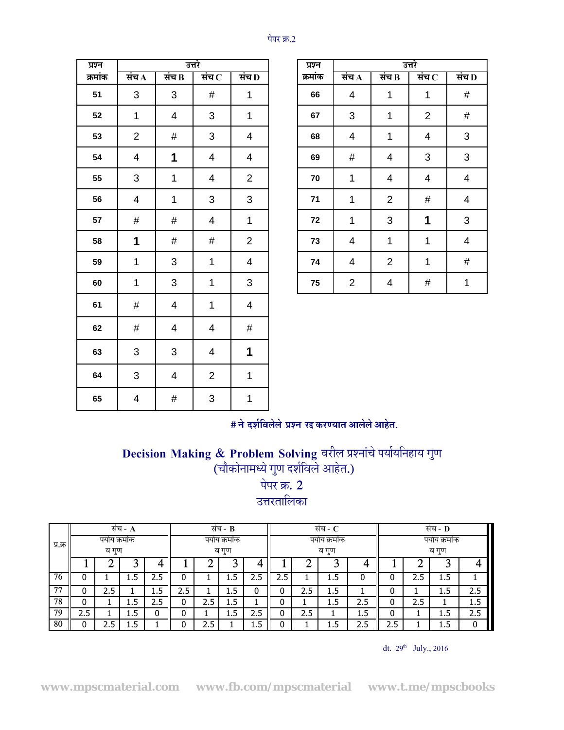पेपर क्र.2

| प्रश्न क्रमांक | उत्तरे संच A | संच B | संच C | संच D |
|---|---|---|---|---|
| 51 | 3 | 3 | # | 1 |
| 52 | 1 | 4 | 3 | 1 |
| 53 | 2 | # | 3 | 4 |
| 54 | 4 | **1** | 4 | 4 |
| 55 | 3 | 1 | 4 | 2 |
| 56 | 4 | 1 | 3 | 3 |
| 57 | # | # | 4 | 1 |
| 58 | **1** | # | # | 2 |
| 59 | 1 | 3 | 1 | 4 |
| 60 | 1 | 3 | 1 | 3 |
| 61 | # | 4 | 1 | 4 |
| 62 | # | 4 | 4 | # |
| 63 | 3 | 3 | 4 | **1** |
| 64 | 3 | 4 | 2 | 1 |
| 65 | 4 | # | 3 | 1 |
| 66 | 4 | 1 | 1 | # |
| 67 | 3 | 1 | 2 | # |
| 68 | 4 | 1 | 4 | 3 |
| 69 | # | 4 | 3 | 3 |
| 70 | 1 | 4 | 4 | 4 |
| 71 | 1 | 2 | # | 4 |
| 72 | 1 | 3 | **1** | 3 |
| 73 | 4 | 1 | 1 | 4 |
| 74 | 4 | 2 | 1 | # |
| 75 | 2 | 4 | # | 1 |

**# ने दर्शविलेले प्रश्न रद्द करण्यात आलेले आहेत.**

## Decision Making & Problem Solving वरील प्रश्नांचे पर्यायनिहाय गुण
## (चौकोनामध्ये गुण दर्शविले आहेत.)
## पेपर क्र. 2
## उत्तरतालिका

| प्र.क्र | संच - A पर्याय क्रमांक व गुण | | | | संच - B पर्याय क्रमांक व गुण | | | | संच - C पर्याय क्रमांक व गुण | | | | संच - D पर्याय क्रमांक व गुण | | | |
|---|---|---|---|---|---|---|---|---|---|---|---|---|---|---|---|---|
| | 1 | 2 | 3 | 4 | 1 | 2 | 3 | 4 | 1 | 2 | 3 | 4 | 1 | 2 | 3 | 4 |
| 76 | 0 | 1 | 1.5 | 2.5 | 0 | 1 | 1.5 | 2.5 | 2.5 | 1 | 1.5 | 0 | 0 | 2.5 | 1.5 | 1 |
| 77 | 0 | 2.5 | 1 | 1.5 | 2.5 | 1 | 1.5 | 0 | 0 | 2.5 | 1.5 | 1 | 0 | 1 | 1.5 | 2.5 |
| 78 | 0 | 1 | 1.5 | 2.5 | 0 | 2.5 | 1.5 | 1 | 0 | 1 | 1.5 | 2.5 | 0 | 2.5 | 1 | 1.5 |
| 79 | 2.5 | 1 | 1.5 | 0 | 0 | 1 | 1.5 | 2.5 | 0 | 2.5 | 1 | 1.5 | 0 | 1 | 1.5 | 2.5 |
| 80 | 0 | 2.5 | 1.5 | 1 | 0 | 2.5 | 1 | 1.5 | 0 | 1 | 1.5 | 2.5 | 2.5 | 1 | 1.5 | 0 |

dt. 29th July., 2016